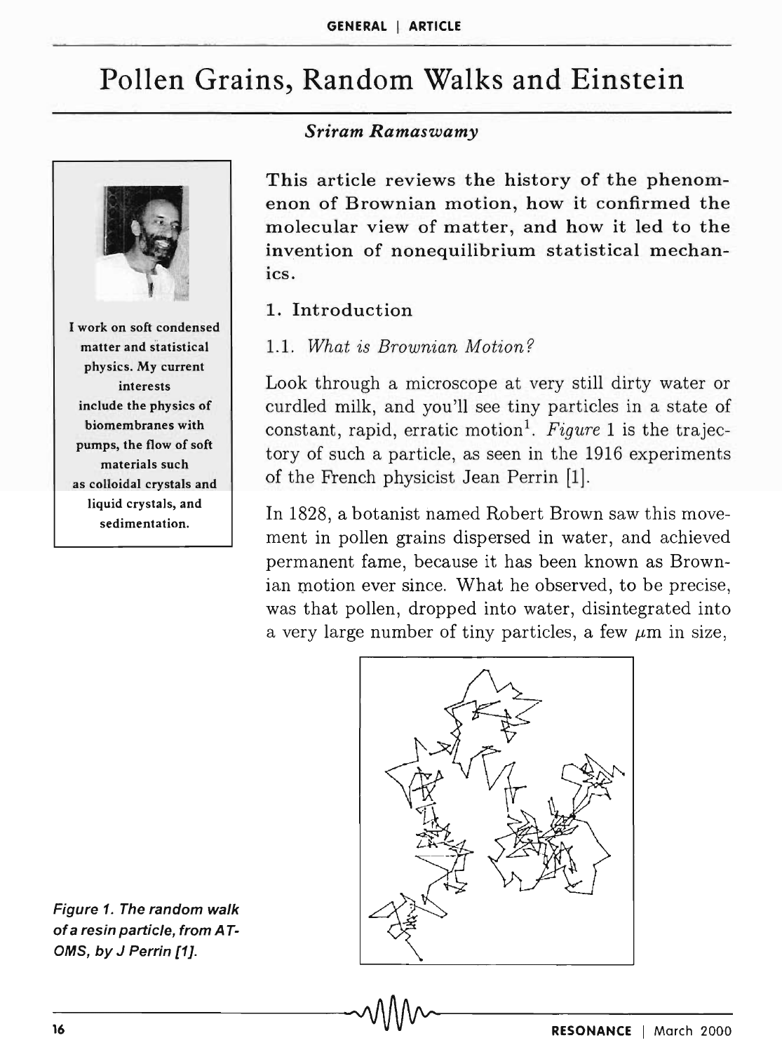# Pollen Grains, Random Walks and Einstein

*Sriram Ramaswamy*

I work on soft condensed matter and statistical physics. My current interests include the physics of biomembranes with pumps, the flow of soft materials such as colloidal crystals and liquid crystals, and sedimentation.

**This article reviews the history of the phenomenon of Brownian motion, how it confirmed the molecular view of matter, and how it led to the invention of nonequilibrium statistical mechanics.**

## 1. Introduction

### 1.1. *What is Brownian Motion?*

Look through a microscope at very still dirty water or curdled milk, and you'll see tiny particles in a state of constant, rapid, erratic motion[1]. *Figure* 1 is the trajectory of such a particle, as seen in the 1916 experiments of the French physicist Jean Perrin [1].

In 1828, a botanist named Robert Brown saw this movement in pollen grains dispersed in water, and achieved permanent fame, because it has been known as Brownian motion ever since. What he observed, to be precise, was that pollen, dropped into water, disintegrated into a very large number of tiny particles, a few $\mu$m in size,

*Figure 1. The random walk of a resin particle, from ATOMS, by J Perrin [1].*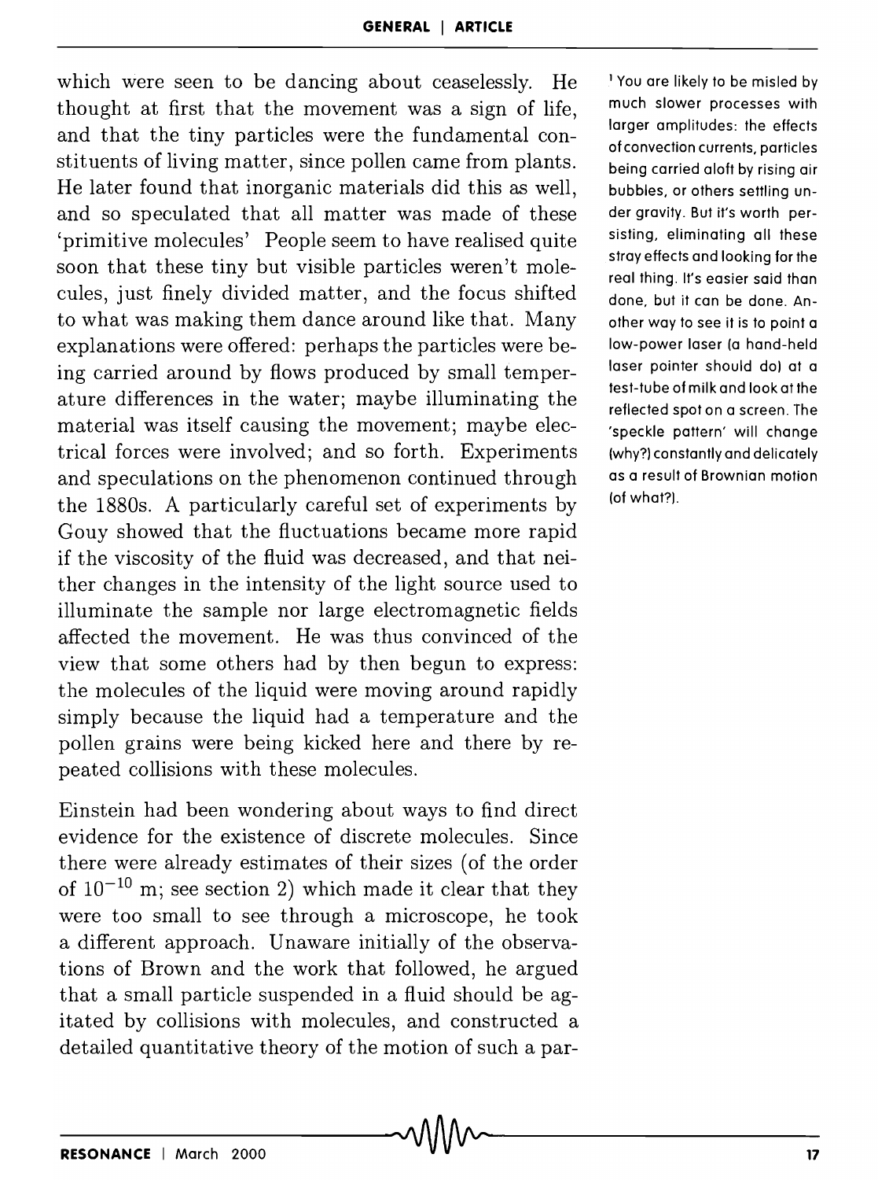which were seen to be dancing about ceaselessly. He thought at first that the movement was a sign of life, and that the tiny particles were the fundamental constituents of living matter, since pollen came from plants. He later found that inorganic materials did this as well, and so speculated that all matter was made of these 'primitive molecules' People seem to have realised quite soon that these tiny but visible particles weren't molecules, just finely divided matter, and the focus shifted to what was making them dance around like that. Many explanations were offered: perhaps the particles were being carried around by flows produced by small temperature differences in the water; maybe illuminating the material was itself causing the movement; maybe electrical forces were involved; and so forth. Experiments and speculations on the phenomenon continued through the 1880s. A particularly careful set of experiments by Gouy showed that the fluctuations became more rapid if the viscosity of the fluid was decreased, and that neither changes in the intensity of the light source used to illuminate the sample nor large electromagnetic fields affected the movement. He was thus convinced of the view that some others had by then begun to express: the molecules of the liquid were moving around rapidly simply because the liquid had a temperature and the pollen grains were being kicked here and there by repeated collisions with these molecules.

Einstein had been wondering about ways to find direct evidence for the existence of discrete molecules. Since there were already estimates of their sizes (of the order of $10^{-10}$ m; see section 2) which made it clear that they were too small to see through a microscope, he took a different approach. Unaware initially of the observations of Brown and the work that followed, he argued that a small particle suspended in a fluid should be agitated by collisions with molecules, and constructed a detailed quantitative theory of the motion of such a par-

[1] You are likely to be misled by much slower processes with larger amplitudes: the effects of convection currents, particles being carried aloft by rising air bubbles, or others settling under gravity. But it's worth persisting, eliminating all these stray effects and looking for the real thing. It's easier said than done, but it can be done. Another way to see it is to point a low-power laser (a hand-held laser pointer should do) at a test-tube of milk and look at the reflected spot on a screen. The 'speckle pattern' will change (why?) constantly and delicately as a result of Brownian motion (of what?).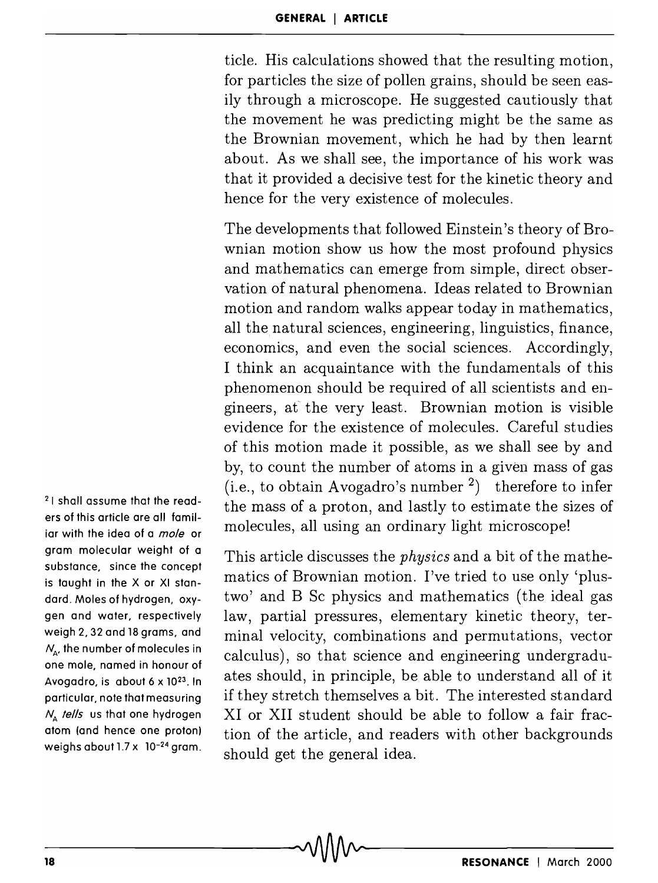ticle. His calculations showed that the resulting motion, for particles the size of pollen grains, should be seen easily through a microscope. He suggested cautiously that the movement he was predicting might be the same as the Brownian movement, which he had by then learnt about. As we shall see, the importance of his work was that it provided a decisive test for the kinetic theory and hence for the very existence of molecules.

The developments that followed Einstein's theory of Brownian motion show us how the most profound physics and mathematics can emerge from simple, direct observation of natural phenomena. Ideas related to Brownian motion and random walks appear today in mathematics, all the natural sciences, engineering, linguistics, finance, economics, and even the social sciences. Accordingly, I think an acquaintance with the fundamentals of this phenomenon should be required of all scientists and engineers, at the very least. Brownian motion is visible evidence for the existence of molecules. Careful studies of this motion made it possible, as we shall see by and by, to count the number of atoms in a given mass of gas (i.e., to obtain Avogadro's number [2]) therefore to infer the mass of a proton, and lastly to estimate the sizes of molecules, all using an ordinary light microscope!

This article discusses the *physics* and a bit of the mathematics of Brownian motion. I've tried to use only 'plus-two' and B Sc physics and mathematics (the ideal gas law, partial pressures, elementary kinetic theory, terminal velocity, combinations and permutations, vector calculus), so that science and engineering undergraduates should, in principle, be able to understand all of it if they stretch themselves a bit. The interested standard XI or XII student should be able to follow a fair fraction of the article, and readers with other backgrounds should get the general idea.

[2] I shall assume that the readers of this article are all familiar with the idea of a *mole* or gram molecular weight of a substance, since the concept is taught in the X or XI standard. Moles of hydrogen, oxygen and water, respectively weigh 2, 32 and 18 grams, and $N_A$, the number of molecules in one mole, named in honour of Avogadro, is about $6 \times 10^{23}$. In particular, note that measuring $N_A$ *tells* us that one hydrogen atom (and hence one proton) weighs about $1.7 \times 10^{-24}$ gram.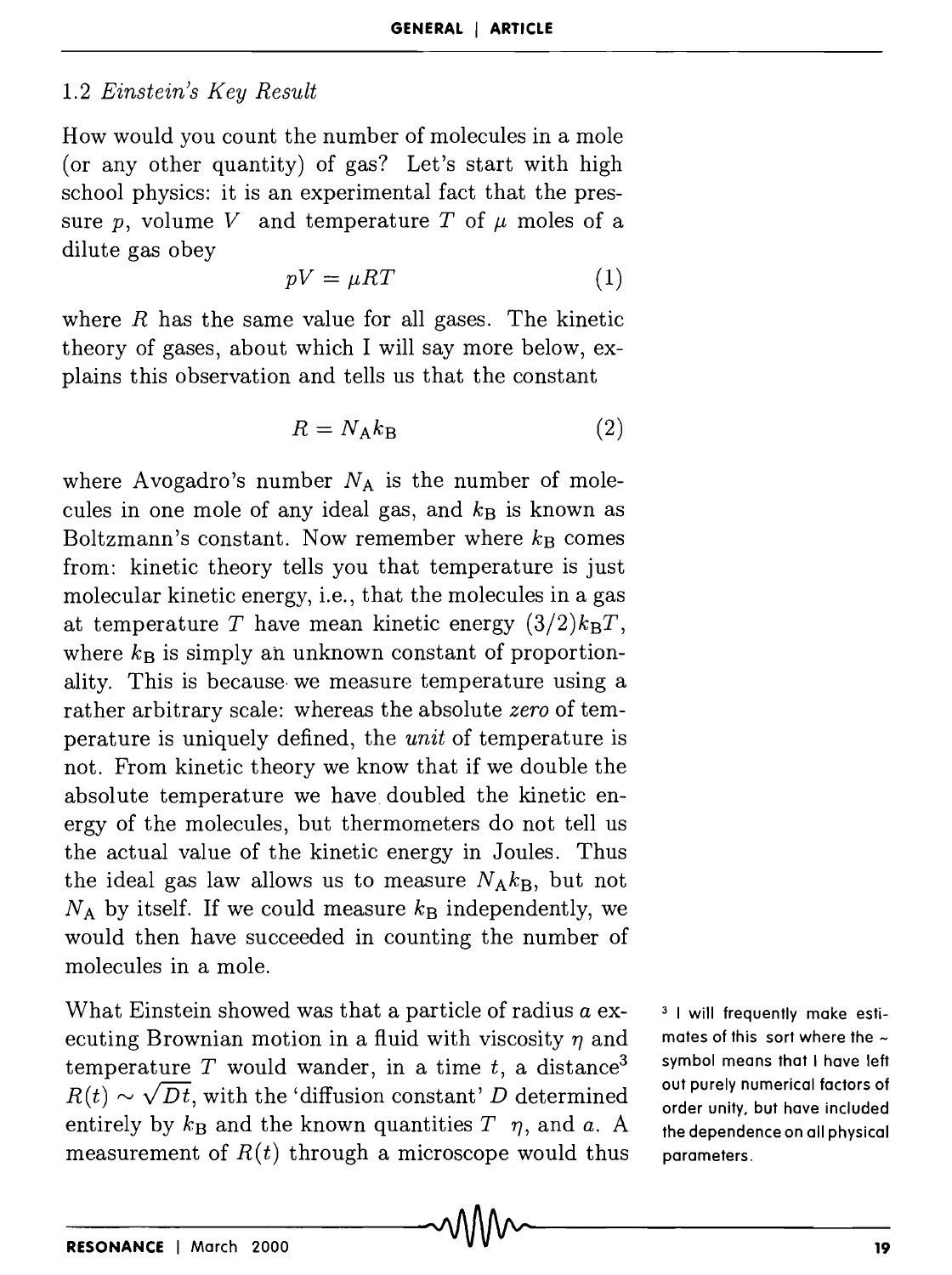### 1.2 *Einstein's Key Result*

How would you count the number of molecules in a mole (or any other quantity) of gas? Let's start with high school physics: it is an experimental fact that the pressure $p$, volume $V$ and temperature $T$ of $\mu$ moles of a dilute gas obey

$$pV = \mu RT \tag{1}$$

where $R$ has the same value for all gases. The kinetic theory of gases, about which I will say more below, explains this observation and tells us that the constant

$$R = N_{\mathrm{A}} k_{\mathrm{B}} \tag{2}$$

where Avogadro's number $N_{\mathrm{A}}$ is the number of molecules in one mole of any ideal gas, and $k_{\mathrm{B}}$ is known as Boltzmann's constant. Now remember where $k_{\mathrm{B}}$ comes from: kinetic theory tells you that temperature is just molecular kinetic energy, i.e., that the molecules in a gas at temperature $T$ have mean kinetic energy $(3/2)k_{\mathrm{B}}T$, where $k_{\mathrm{B}}$ is simply an unknown constant of proportionality. This is because we measure temperature using a rather arbitrary scale: whereas the absolute *zero* of temperature is uniquely defined, the *unit* of temperature is not. From kinetic theory we know that if we double the absolute temperature we have doubled the kinetic energy of the molecules, but thermometers do not tell us the actual value of the kinetic energy in Joules. Thus the ideal gas law allows us to measure $N_{\mathrm{A}}k_{\mathrm{B}}$, but not $N_{\mathrm{A}}$ by itself. If we could measure $k_{\mathrm{B}}$ independently, we would then have succeeded in counting the number of molecules in a mole.

What Einstein showed was that a particle of radius $a$ executing Brownian motion in a fluid with viscosity $\eta$ and temperature $T$ would wander, in a time $t$, a distance[3] $R(t) \sim \sqrt{Dt}$, with the 'diffusion constant' $D$ determined entirely by $k_{\mathrm{B}}$ and the known quantities $T$ $\eta$, and $a$. A measurement of $R(t)$ through a microscope would thus

[3] I will frequently make estimates of this sort where the $\sim$ symbol means that I have left out purely numerical factors of order unity, but have included the dependence on all physical parameters.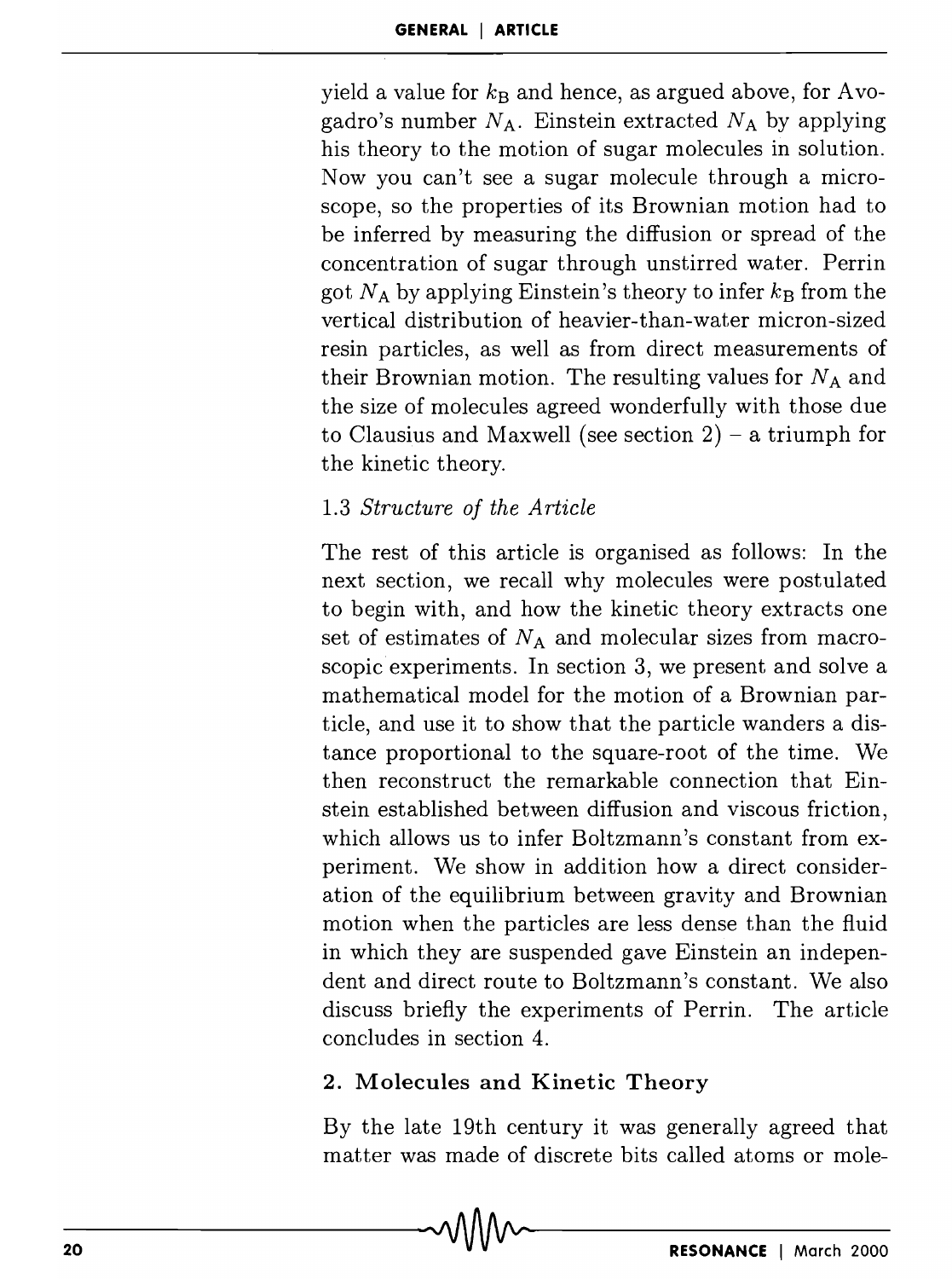yield a value for $k_B$ and hence, as argued above, for Avogadro's number $N_A$. Einstein extracted $N_A$ by applying his theory to the motion of sugar molecules in solution. Now you can't see a sugar molecule through a microscope, so the properties of its Brownian motion had to be inferred by measuring the diffusion or spread of the concentration of sugar through unstirred water. Perrin got $N_A$ by applying Einstein's theory to infer $k_B$ from the vertical distribution of heavier-than-water micron-sized resin particles, as well as from direct measurements of their Brownian motion. The resulting values for $N_A$ and the size of molecules agreed wonderfully with those due to Clausius and Maxwell (see section 2) – a triumph for the kinetic theory.

### 1.3 *Structure of the Article*

The rest of this article is organised as follows: In the next section, we recall why molecules were postulated to begin with, and how the kinetic theory extracts one set of estimates of $N_A$ and molecular sizes from macroscopic experiments. In section 3, we present and solve a mathematical model for the motion of a Brownian particle, and use it to show that the particle wanders a distance proportional to the square-root of the time. We then reconstruct the remarkable connection that Einstein established between diffusion and viscous friction, which allows us to infer Boltzmann's constant from experiment. We show in addition how a direct consideration of the equilibrium between gravity and Brownian motion when the particles are less dense than the fluid in which they are suspended gave Einstein an independent and direct route to Boltzmann's constant. We also discuss briefly the experiments of Perrin. The article concludes in section 4.

## 2. Molecules and Kinetic Theory

By the late 19th century it was generally agreed that matter was made of discrete bits called atoms or mole-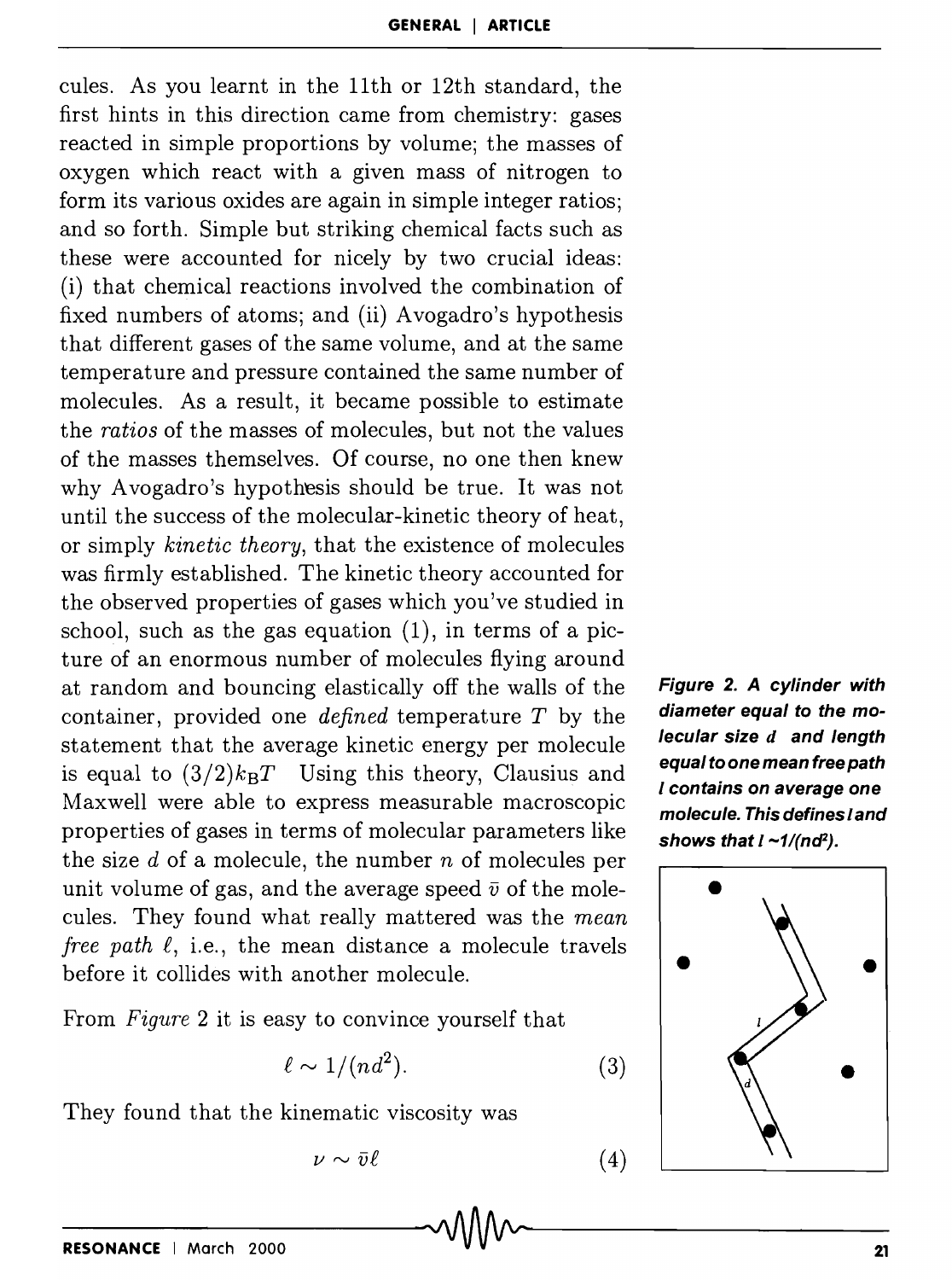cules. As you learnt in the 11th or 12th standard, the first hints in this direction came from chemistry: gases reacted in simple proportions by volume; the masses of oxygen which react with a given mass of nitrogen to form its various oxides are again in simple integer ratios; and so forth. Simple but striking chemical facts such as these were accounted for nicely by two crucial ideas: (i) that chemical reactions involved the combination of fixed numbers of atoms; and (ii) Avogadro's hypothesis that different gases of the same volume, and at the same temperature and pressure contained the same number of molecules. As a result, it became possible to estimate the *ratios* of the masses of molecules, but not the values of the masses themselves. Of course, no one then knew why Avogadro's hypothesis should be true. It was not until the success of the molecular-kinetic theory of heat, or simply *kinetic theory*, that the existence of molecules was firmly established. The kinetic theory accounted for the observed properties of gases which you've studied in school, such as the gas equation (1), in terms of a picture of an enormous number of molecules flying around at random and bouncing elastically off the walls of the container, provided one *defined* temperature $T$ by the statement that the average kinetic energy per molecule is equal to $(3/2)k_{\mathrm{B}}T$ Using this theory, Clausius and Maxwell were able to express measurable macroscopic properties of gases in terms of molecular parameters like the size $d$ of a molecule, the number $n$ of molecules per unit volume of gas, and the average speed $\bar{v}$ of the molecules. They found what really mattered was the *mean free path* $\ell$, i.e., the mean distance a molecule travels before it collides with another molecule.

**Figure 2. A cylinder with diameter equal to the molecular size $d$ and length equal to one mean free path $l$ contains on average one molecule. This defines $l$ and shows that $l \sim 1/(nd^2)$.**

From *Figure* 2 it is easy to convince yourself that

$$\ell \sim 1/(nd^2). \tag{3}$$

They found that the kinematic viscosity was

$$\nu \sim \bar{v}\ell \tag{4}$$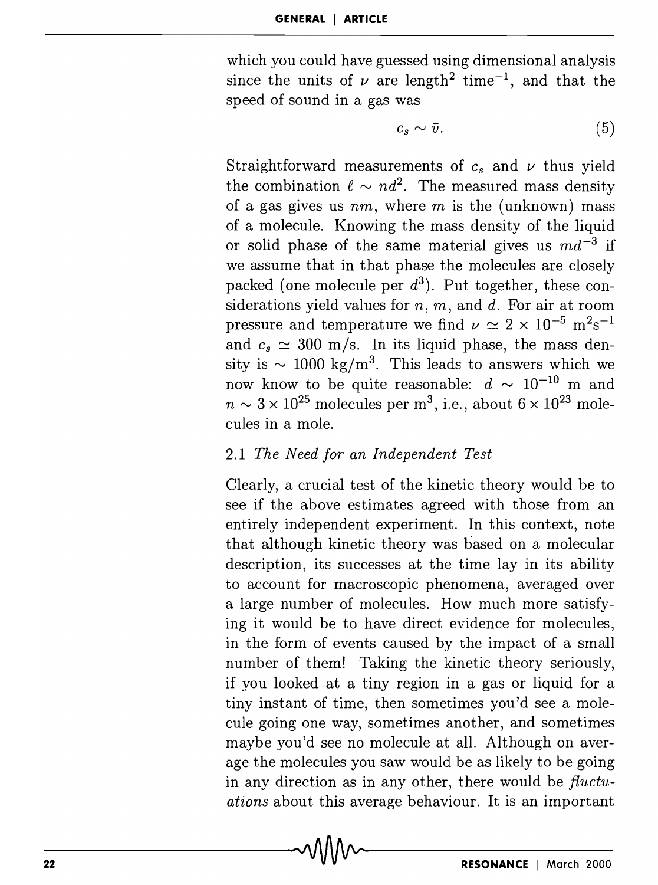which you could have guessed using dimensional analysis since the units of $\nu$ are length$^2$ time$^{-1}$, and that the speed of sound in a gas was

$$c_s \sim \bar{v}. \tag{5}$$

Straightforward measurements of $c_s$ and $\nu$ thus yield the combination $\ell \sim nd^2$. The measured mass density of a gas gives us $nm$, where $m$ is the (unknown) mass of a molecule. Knowing the mass density of the liquid or solid phase of the same material gives us $md^{-3}$ if we assume that in that phase the molecules are closely packed (one molecule per $d^3$). Put together, these considerations yield values for $n$, $m$, and $d$. For air at room pressure and temperature we find $\nu \simeq 2 \times 10^{-5}$ m$^2$s$^{-1}$ and $c_s \simeq 300$ m/s. In its liquid phase, the mass density is $\sim 1000$ kg/m$^3$. This leads to answers which we now know to be quite reasonable: $d \sim 10^{-10}$ m and $n \sim 3 \times 10^{25}$ molecules per m$^3$, i.e., about $6 \times 10^{23}$ molecules in a mole.

### 2.1 *The Need for an Independent Test*

Clearly, a crucial test of the kinetic theory would be to see if the above estimates agreed with those from an entirely independent experiment. In this context, note that although kinetic theory was based on a molecular description, its successes at the time lay in its ability to account for macroscopic phenomena, averaged over a large number of molecules. How much more satisfying it would be to have direct evidence for molecules, in the form of events caused by the impact of a small number of them! Taking the kinetic theory seriously, if you looked at a tiny region in a gas or liquid for a tiny instant of time, then sometimes you'd see a molecule going one way, sometimes another, and sometimes maybe you'd see no molecule at all. Although on average the molecules you saw would be as likely to be going in any direction as in any other, there would be *fluctuations* about this average behaviour. It is an important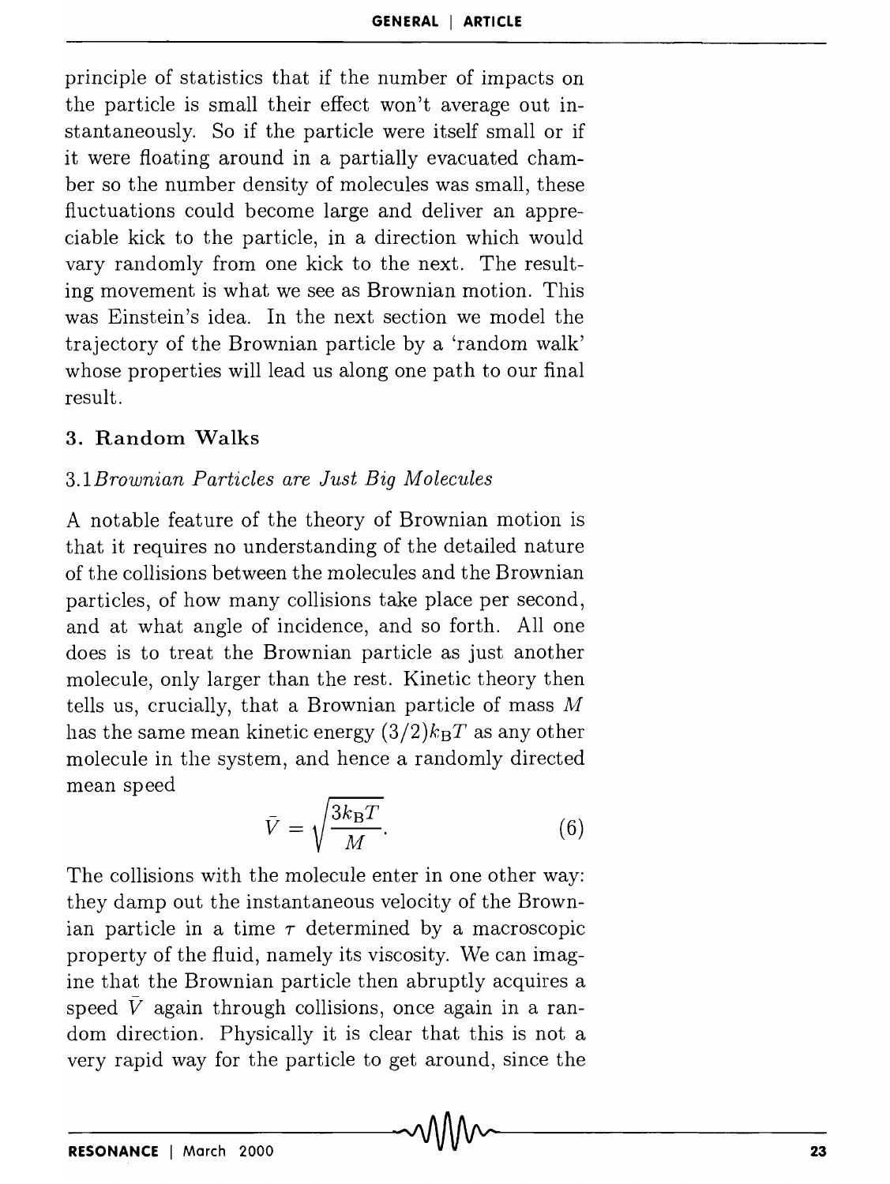principle of statistics that if the number of impacts on the particle is small their effect won't average out instantaneously. So if the particle were itself small or if it were floating around in a partially evacuated chamber so the number density of molecules was small, these fluctuations could become large and deliver an appreciable kick to the particle, in a direction which would vary randomly from one kick to the next. The resulting movement is what we see as Brownian motion. This was Einstein's idea. In the next section we model the trajectory of the Brownian particle by a 'random walk' whose properties will lead us along one path to our final result.

## 3. Random Walks

### 3.1 *Brownian Particles are Just Big Molecules*

A notable feature of the theory of Brownian motion is that it requires no understanding of the detailed nature of the collisions between the molecules and the Brownian particles, of how many collisions take place per second, and at what angle of incidence, and so forth. All one does is to treat the Brownian particle as just another molecule, only larger than the rest. Kinetic theory then tells us, crucially, that a Brownian particle of mass $M$ has the same mean kinetic energy $(3/2)k_{\mathrm{B}}T$ as any other molecule in the system, and hence a randomly directed mean speed

$$\bar{V} = \sqrt{\frac{3k_{\mathrm{B}}T}{M}}. \tag{6}$$

The collisions with the molecule enter in one other way: they damp out the instantaneous velocity of the Brownian particle in a time $\tau$ determined by a macroscopic property of the fluid, namely its viscosity. We can imagine that the Brownian particle then abruptly acquires a speed $\bar{V}$ again through collisions, once again in a random direction. Physically it is clear that this is not a very rapid way for the particle to get around, since the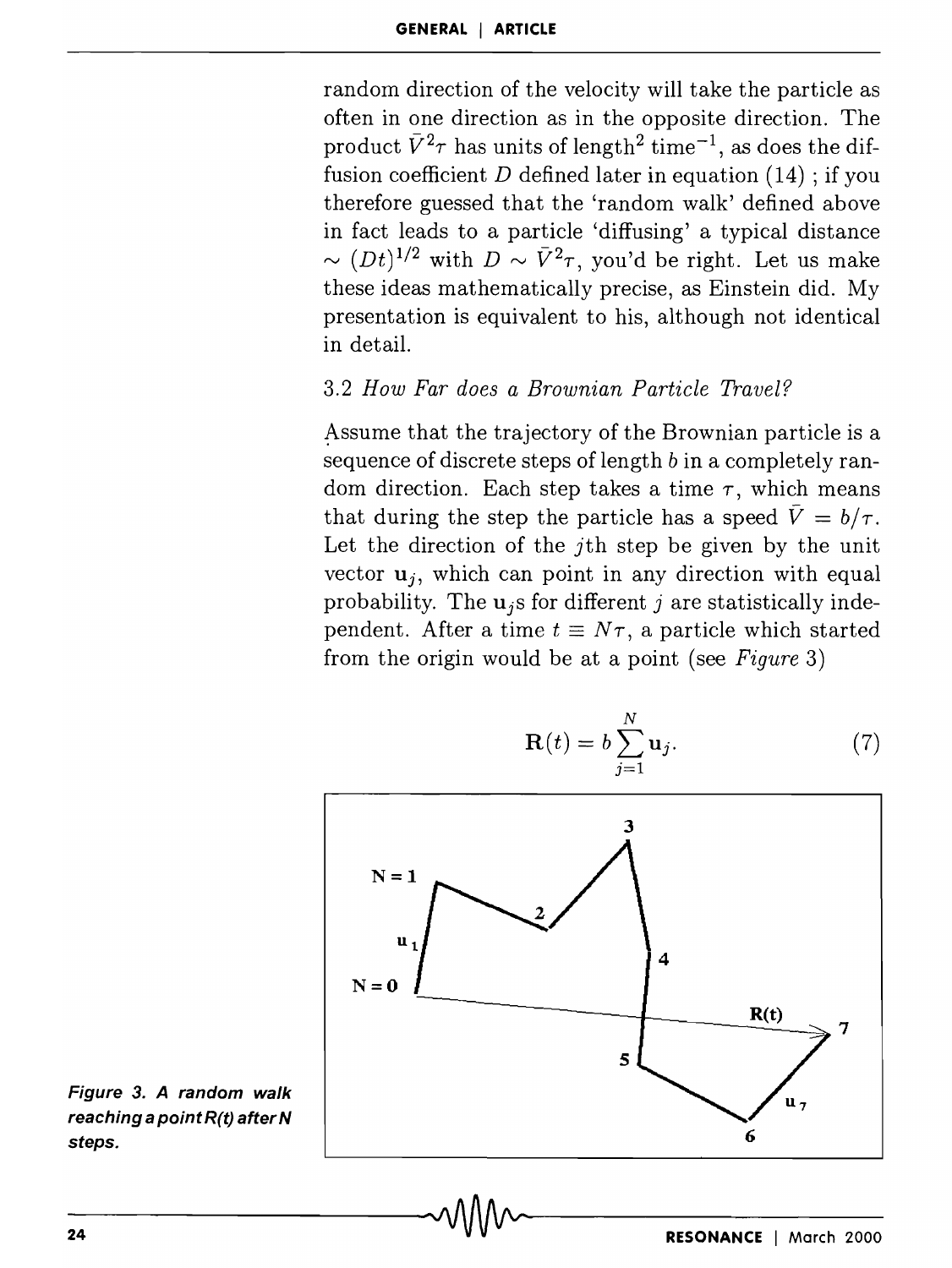random direction of the velocity will take the particle as often in one direction as in the opposite direction. The product $\bar{V}^2\tau$ has units of length$^2$ time$^{-1}$, as does the diffusion coefficient $D$ defined later in equation (14) ; if you therefore guessed that the 'random walk' defined above in fact leads to a particle 'diffusing' a typical distance $\sim (Dt)^{1/2}$ with $D \sim \bar{V}^2\tau$, you'd be right. Let us make these ideas mathematically precise, as Einstein did. My presentation is equivalent to his, although not identical in detail.

### 3.2 *How Far does a Brownian Particle Travel?*

Assume that the trajectory of the Brownian particle is a sequence of discrete steps of length $b$ in a completely random direction. Each step takes a time $\tau$, which means that during the step the particle has a speed $\bar{V} = b/\tau$. Let the direction of the $j$th step be given by the unit vector $\mathbf{u}_j$, which can point in any direction with equal probability. The $\mathbf{u}_j$s for different $j$ are statistically independent. After a time $t \equiv N\tau$, a particle which started from the origin would be at a point (see *Figure* 3)

$$\mathbf{R}(t) = b\sum_{j=1}^{N} \mathbf{u}_j. \tag{7}$$

**Figure 3. A random walk reaching a point R(t) after N steps.**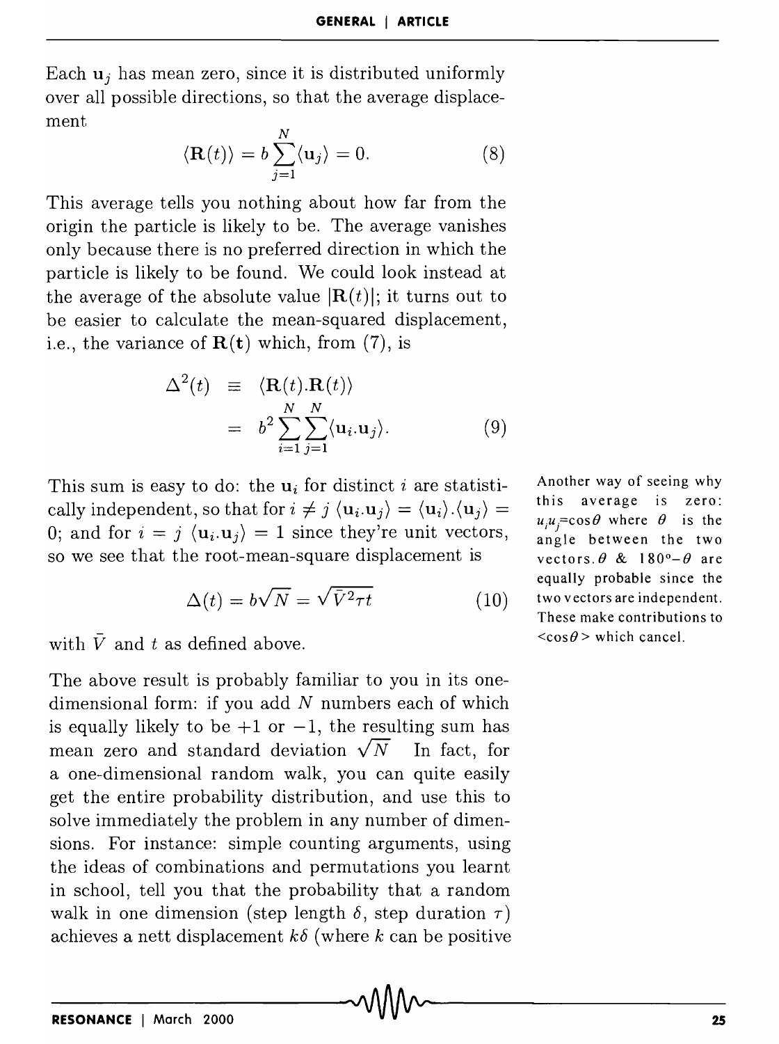Each $\mathbf{u}_j$ has mean zero, since it is distributed uniformly over all possible directions, so that the average displacement

$$\langle \mathbf{R}(t) \rangle = b \sum_{j=1}^{N} \langle \mathbf{u}_j \rangle = 0. \tag{8}$$

This average tells you nothing about how far from the origin the particle is likely to be. The average vanishes only because there is no preferred direction in which the particle is likely to be found. We could look instead at the average of the absolute value $|\mathbf{R}(t)|$; it turns out to be easier to calculate the mean-squared displacement, i.e., the variance of $\mathbf{R}(\mathbf{t})$ which, from (7), is

$$\begin{aligned} \Delta^2(t) &\equiv \langle \mathbf{R}(t).\mathbf{R}(t) \rangle \\ &= b^2 \sum_{i=1}^{N} \sum_{j=1}^{N} \langle \mathbf{u}_i.\mathbf{u}_j \rangle. \end{aligned} \tag{9}$$

This sum is easy to do: the $\mathbf{u}_i$ for distinct $i$ are statistically independent, so that for $i \neq j$ $\langle \mathbf{u}_i.\mathbf{u}_j \rangle = \langle \mathbf{u}_i \rangle . \langle \mathbf{u}_j \rangle = 0$; and for $i = j$ $\langle \mathbf{u}_i.\mathbf{u}_j \rangle = 1$ since they're unit vectors, so we see that the root-mean-square displacement is

$$\Delta(t) = b\sqrt{N} = \sqrt{\bar{V}^2 \tau t} \tag{10}$$

with $\bar{V}$ and $t$ as defined above.

Another way of seeing why this average is zero: $u_i u_j = \cos\theta$ where $\theta$ is the angle between the two vectors. $\theta$ & $180° - \theta$ are equally probable since the two vectors are independent. These make contributions to $<\cos\theta>$ which cancel.

The above result is probably familiar to you in its one-dimensional form: if you add $N$ numbers each of which is equally likely to be $+1$ or $-1$, the resulting sum has mean zero and standard deviation $\sqrt{N}$ In fact, for a one-dimensional random walk, you can quite easily get the entire probability distribution, and use this to solve immediately the problem in any number of dimensions. For instance: simple counting arguments, using the ideas of combinations and permutations you learnt in school, tell you that the probability that a random walk in one dimension (step length $\delta$, step duration $\tau$) achieves a nett displacement $k\delta$ (where $k$ can be positive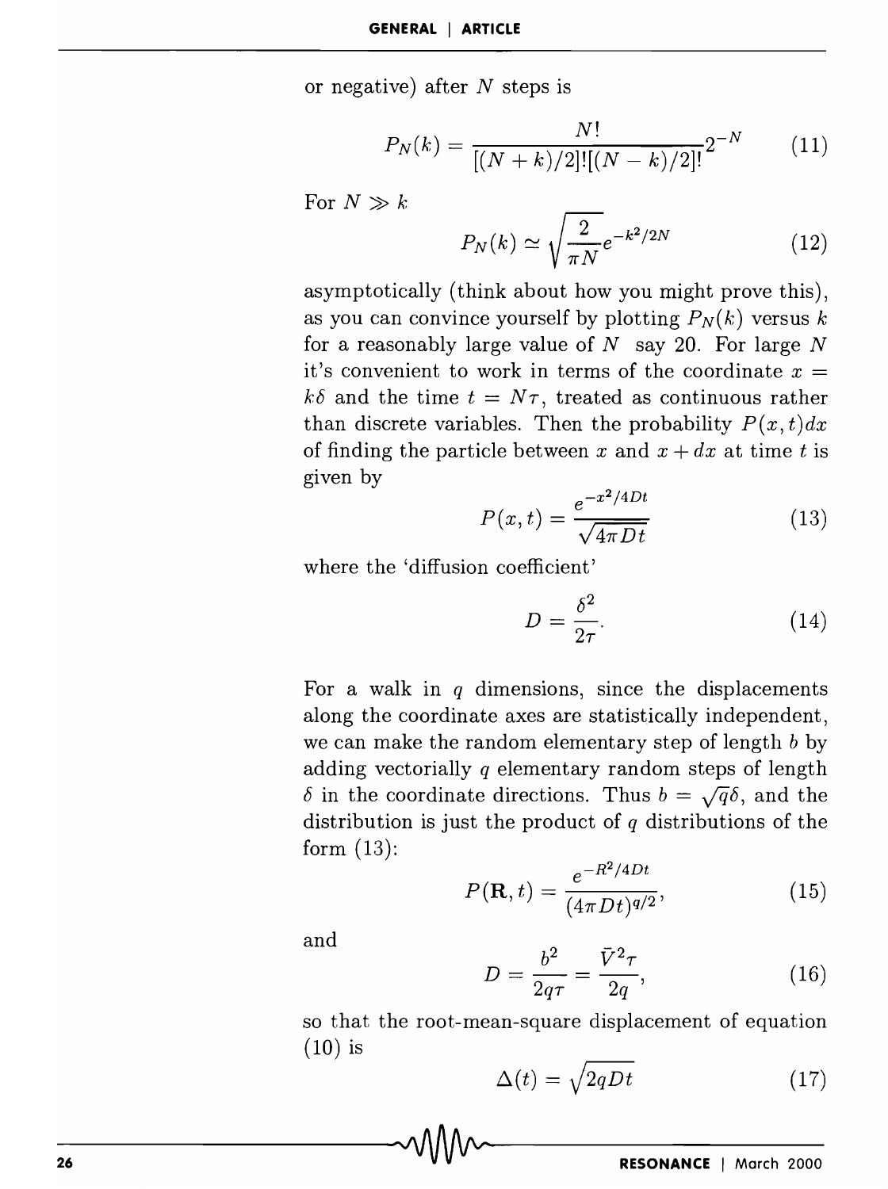or negative) after $N$ steps is

$$P_N(k) = \frac{N!}{[(N+k)/2]![(N-k)/2]!}2^{-N} \tag{11}$$

For $N \gg k$

$$P_N(k) \simeq \sqrt{\frac{2}{\pi N}} e^{-k^2/2N} \tag{12}$$

asymptotically (think about how you might prove this), as you can convince yourself by plotting $P_N(k)$ versus $k$ for a reasonably large value of $N$ say 20. For large $N$ it's convenient to work in terms of the coordinate $x = k\delta$ and the time $t = N\tau$, treated as continuous rather than discrete variables. Then the probability $P(x,t)dx$ of finding the particle between $x$ and $x + dx$ at time $t$ is given by

$$P(x,t) = \frac{e^{-x^2/4Dt}}{\sqrt{4\pi Dt}} \tag{13}$$

where the 'diffusion coefficient'

$$D = \frac{\delta^2}{2\tau}. \tag{14}$$

For a walk in $q$ dimensions, since the displacements along the coordinate axes are statistically independent, we can make the random elementary step of length $b$ by adding vectorially $q$ elementary random steps of length $\delta$ in the coordinate directions. Thus $b = \sqrt{q}\delta$, and the distribution is just the product of $q$ distributions of the form (13):

$$P(\mathbf{R},t) = \frac{e^{-R^2/4Dt}}{(4\pi Dt)^{q/2}}, \tag{15}$$

and

$$D = \frac{b^2}{2q\tau} = \frac{\bar{V}^2\tau}{2q}, \tag{16}$$

so that the root-mean-square displacement of equation (10) is

$$\Delta(t) = \sqrt{2qDt} \tag{17}$$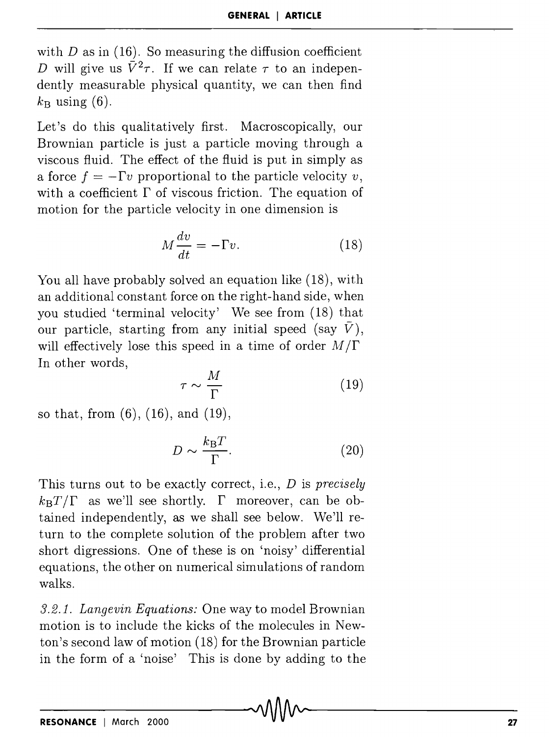with $D$ as in (16). So measuring the diffusion coefficient $D$ will give us $\bar{V}^2\tau$. If we can relate $\tau$ to an independently measurable physical quantity, we can then find $k_B$ using (6).

Let's do this qualitatively first. Macroscopically, our Brownian particle is just a particle moving through a viscous fluid. The effect of the fluid is put in simply as a force $f = -\Gamma v$ proportional to the particle velocity $v$, with a coefficient $\Gamma$ of viscous friction. The equation of motion for the particle velocity in one dimension is

$$M\frac{dv}{dt} = -\Gamma v. \tag{18}$$

You all have probably solved an equation like (18), with an additional constant force on the right-hand side, when you studied 'terminal velocity' We see from (18) that our particle, starting from any initial speed (say $\bar{V}$), will effectively lose this speed in a time of order $M/\Gamma$ In other words,

$$\tau \sim \frac{M}{\Gamma} \tag{19}$$

so that, from (6), (16), and (19),

$$D \sim \frac{k_B T}{\Gamma}. \tag{20}$$

This turns out to be exactly correct, i.e., $D$ is *precisely* $k_B T/\Gamma$ as we'll see shortly. $\Gamma$ moreover, can be obtained independently, as we shall see below. We'll return to the complete solution of the problem after two short digressions. One of these is on 'noisy' differential equations, the other on numerical simulations of random walks.

*3.2.1. Langevin Equations:* One way to model Brownian motion is to include the kicks of the molecules in Newton's second law of motion (18) for the Brownian particle in the form of a 'noise' This is done by adding to the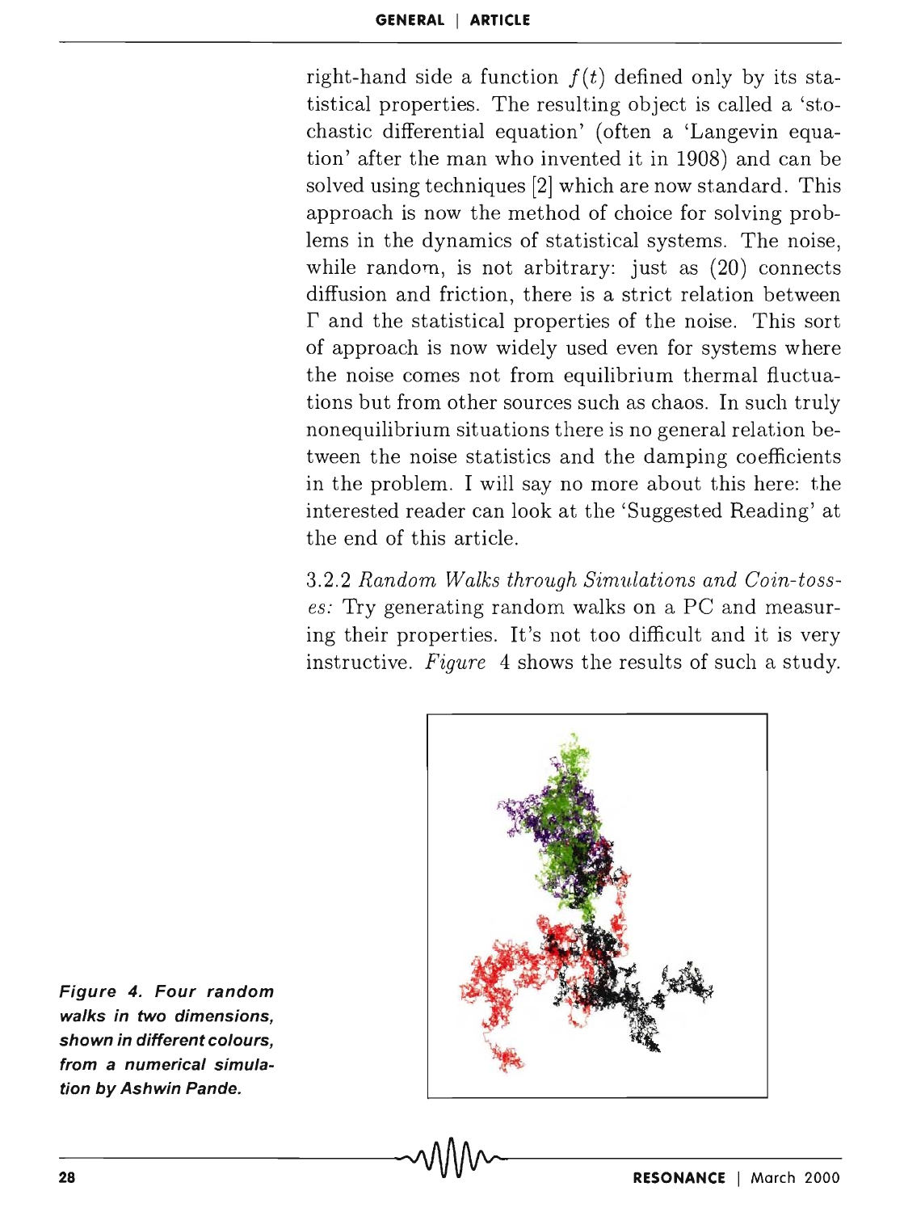right-hand side a function $f(t)$ defined only by its statistical properties. The resulting object is called a 'stochastic differential equation' (often a 'Langevin equation' after the man who invented it in 1908) and can be solved using techniques [2] which are now standard. This approach is now the method of choice for solving problems in the dynamics of statistical systems. The noise, while random, is not arbitrary: just as (20) connects diffusion and friction, there is a strict relation between $\Gamma$ and the statistical properties of the noise. This sort of approach is now widely used even for systems where the noise comes not from equilibrium thermal fluctuations but from other sources such as chaos. In such truly nonequilibrium situations there is no general relation between the noise statistics and the damping coefficients in the problem. I will say no more about this here: the interested reader can look at the 'Suggested Reading' at the end of this article.

3.2.2 *Random Walks through Simulations and Coin-tosses:* Try generating random walks on a PC and measuring their properties. It's not too difficult and it is very instructive. *Figure* 4 shows the results of such a study.

**Figure 4. Four random walks in two dimensions, shown in different colours, from a numerical simulation by Ashwin Pande.**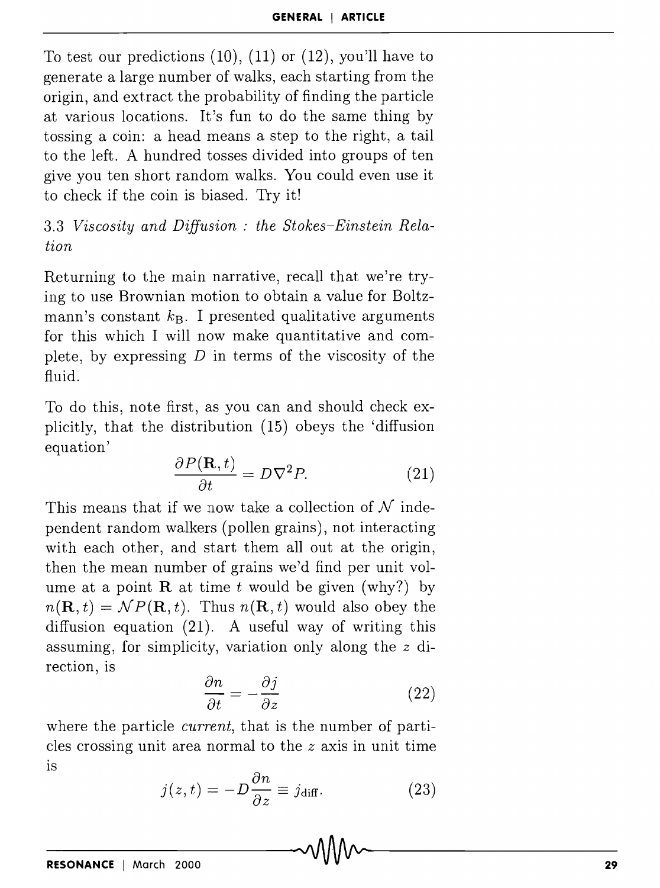To test our predictions (10), (11) or (12), you'll have to generate a large number of walks, each starting from the origin, and extract the probability of finding the particle at various locations. It's fun to do the same thing by tossing a coin: a head means a step to the right, a tail to the left. A hundred tosses divided into groups of ten give you ten short random walks. You could even use it to check if the coin is biased. Try it!

### 3.3 *Viscosity and Diffusion : the Stokes–Einstein Relation*

Returning to the main narrative, recall that we're trying to use Brownian motion to obtain a value for Boltzmann's constant $k_B$. I presented qualitative arguments for this which I will now make quantitative and complete, by expressing $D$ in terms of the viscosity of the fluid.

To do this, note first, as you can and should check explicitly, that the distribution (15) obeys the 'diffusion equation'

$$\frac{\partial P(\mathbf{R}, t)}{\partial t} = D\nabla^2 P. \tag{21}$$

This means that if we now take a collection of $\mathcal{N}$ independent random walkers (pollen grains), not interacting with each other, and start them all out at the origin, then the mean number of grains we'd find per unit volume at a point $\mathbf{R}$ at time $t$ would be given (why?) by $n(\mathbf{R}, t) = \mathcal{N}P(\mathbf{R}, t)$. Thus $n(\mathbf{R}, t)$ would also obey the diffusion equation (21). A useful way of writing this assuming, for simplicity, variation only along the $z$ direction, is

$$\frac{\partial n}{\partial t} = -\frac{\partial j}{\partial z} \tag{22}$$

where the particle *current*, that is the number of particles crossing unit area normal to the $z$ axis in unit time is

$$j(z, t) = -D\frac{\partial n}{\partial z} \equiv j_{\text{diff}}. \tag{23}$$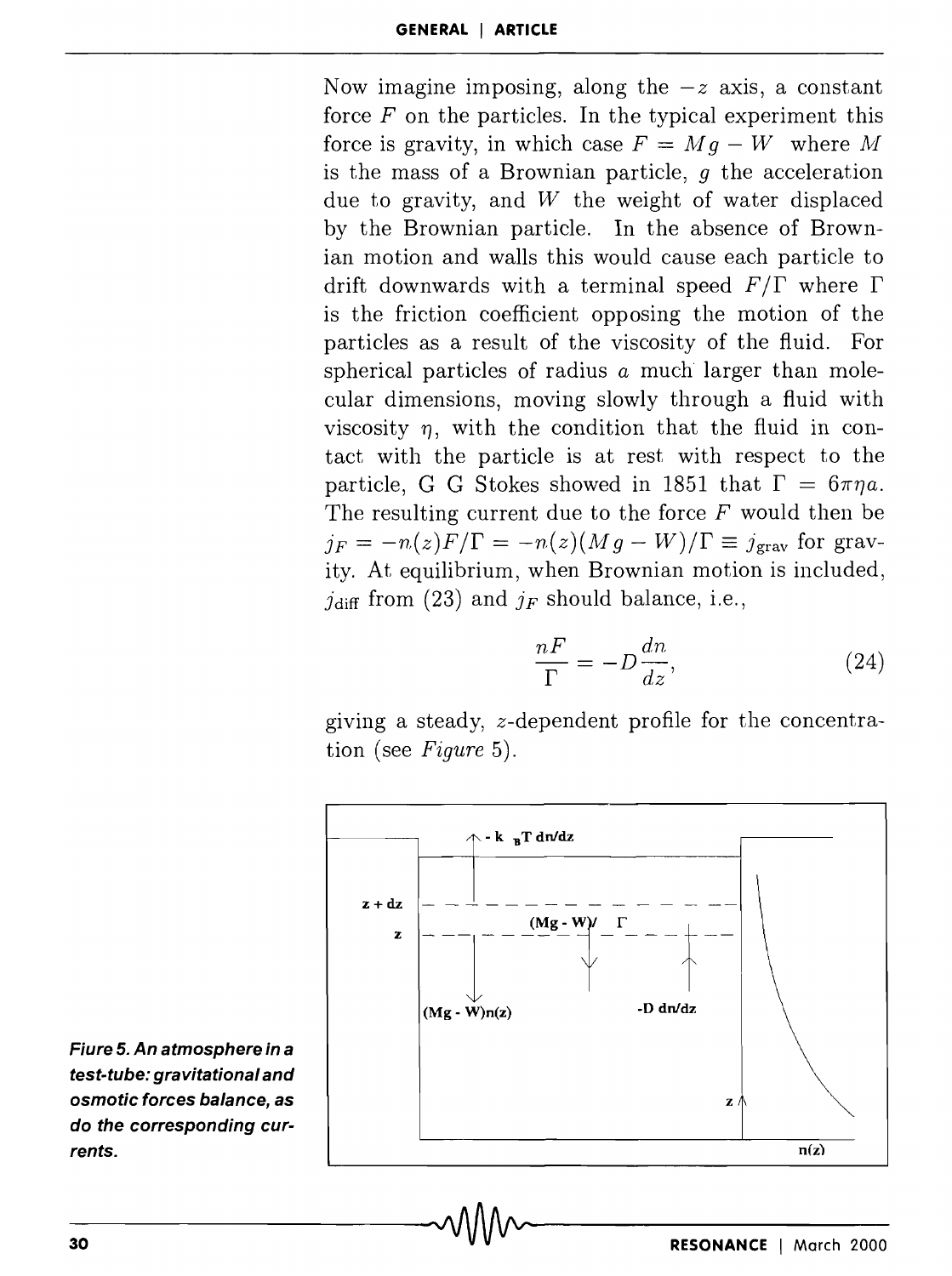Now imagine imposing, along the $-z$ axis, a constant force $F$ on the particles. In the typical experiment this force is gravity, in which case $F = Mg - W$ where $M$ is the mass of a Brownian particle, $g$ the acceleration due to gravity, and $W$ the weight of water displaced by the Brownian particle. In the absence of Brownian motion and walls this would cause each particle to drift downwards with a terminal speed $F/\Gamma$ where $\Gamma$ is the friction coefficient opposing the motion of the particles as a result of the viscosity of the fluid. For spherical particles of radius $a$ much larger than molecular dimensions, moving slowly through a fluid with viscosity $\eta$, with the condition that the fluid in contact with the particle is at rest with respect to the particle, G G Stokes showed in 1851 that $\Gamma = 6\pi\eta a$. The resulting current due to the force $F$ would then be $j_F = -n(z)F/\Gamma = -n(z)(Mg - W)/\Gamma \equiv j_{\text{grav}}$ for gravity. At equilibrium, when Brownian motion is included, $j_{\text{diff}}$ from (23) and $j_F$ should balance, i.e.,

$$\frac{nF}{\Gamma} = -D\frac{dn}{dz}, \tag{24}$$

giving a steady, $z$-dependent profile for the concentration (see *Figure* 5).

**Fiure 5. An atmosphere in a test-tube: gravitational and osmotic forces balance, as do the corresponding currents.**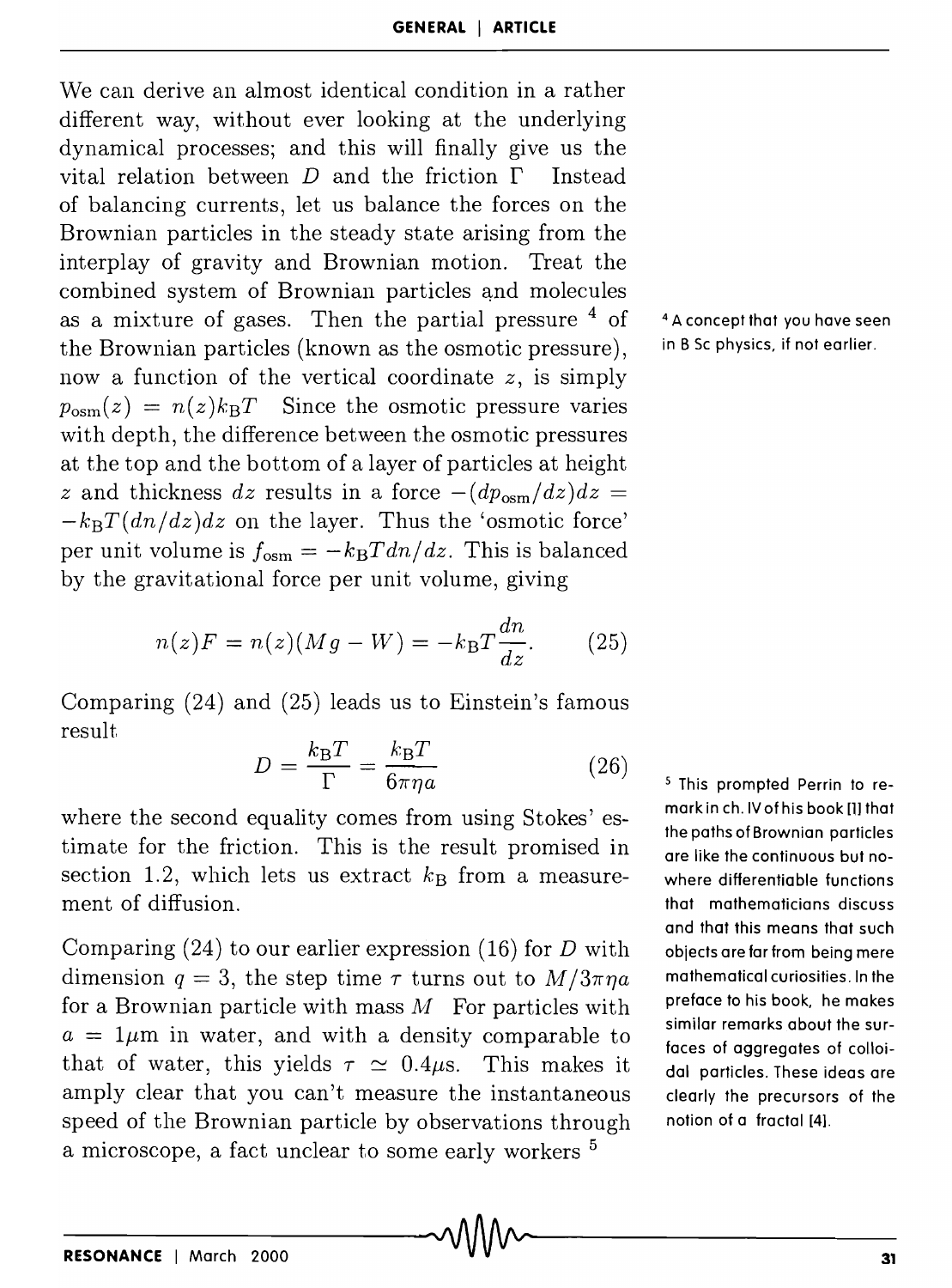We can derive an almost identical condition in a rather different way, without ever looking at the underlying dynamical processes; and this will finally give us the vital relation between $D$ and the friction $\Gamma$ Instead of balancing currents, let us balance the forces on the Brownian particles in the steady state arising from the interplay of gravity and Brownian motion. Treat the combined system of Brownian particles and molecules as a mixture of gases. Then the partial pressure [4] of the Brownian particles (known as the osmotic pressure), now a function of the vertical coordinate $z$, is simply $p_{\text{osm}}(z) = n(z)k_{\text{B}}T$ Since the osmotic pressure varies with depth, the difference between the osmotic pressures at the top and the bottom of a layer of particles at height $z$ and thickness $dz$ results in a force $-(dp_{\text{osm}}/dz)dz = -k_{\text{B}}T(dn/dz)dz$ on the layer. Thus the 'osmotic force' per unit volume is $f_{\text{osm}} = -k_{\text{B}}T dn/dz$. This is balanced by the gravitational force per unit volume, giving

$$n(z)F = n(z)(Mg - W) = -k_{\text{B}}T\frac{dn}{dz}. \qquad (25)$$

Comparing (24) and (25) leads us to Einstein's famous result

$$D = \frac{k_{\text{B}}T}{\Gamma} = \frac{k_{\text{B}}T}{6\pi\eta a} \qquad (26)$$

where the second equality comes from using Stokes' estimate for the friction. This is the result promised in section 1.2, which lets us extract $k_{\text{B}}$ from a measurement of diffusion.

Comparing (24) to our earlier expression (16) for $D$ with dimension $q = 3$, the step time $\tau$ turns out to $M/3\pi\eta a$ for a Brownian particle with mass $M$ For particles with $a = 1\mu\text{m}$ in water, and with a density comparable to that of water, this yields $\tau \simeq 0.4\mu\text{s}$. This makes it amply clear that you can't measure the instantaneous speed of the Brownian particle by observations through a microscope, a fact unclear to some early workers [5]

[4] A concept that you have seen in B Sc physics, if not earlier.

[5] This prompted Perrin to remark in ch. IV of his book [1] that the paths of Brownian particles are like the continuous but nowhere differentiable functions that mathematicians discuss and that this means that such objects are far from being mere mathematical curiosities. In the preface to his book, he makes similar remarks about the surfaces of aggregates of colloidal particles. These ideas are clearly the precursors of the notion of a fractal [4].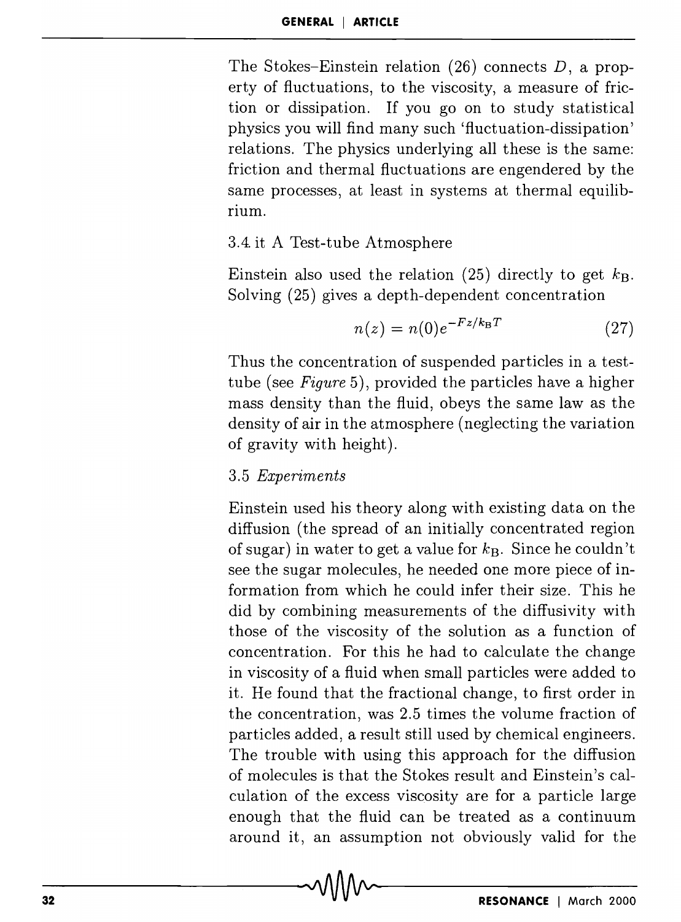The Stokes–Einstein relation (26) connects $D$, a property of fluctuations, to the viscosity, a measure of friction or dissipation. If you go on to study statistical physics you will find many such 'fluctuation-dissipation' relations. The physics underlying all these is the same: friction and thermal fluctuations are engendered by the same processes, at least in systems at thermal equilibrium.

### 3.4 it A Test-tube Atmosphere

Einstein also used the relation (25) directly to get $k_B$. Solving (25) gives a depth-dependent concentration

$$n(z) = n(0)e^{-Fz/k_B T} \tag{27}$$

Thus the concentration of suspended particles in a test-tube (see *Figure* 5), provided the particles have a higher mass density than the fluid, obeys the same law as the density of air in the atmosphere (neglecting the variation of gravity with height).

### 3.5 *Experiments*

Einstein used his theory along with existing data on the diffusion (the spread of an initially concentrated region of sugar) in water to get a value for $k_B$. Since he couldn't see the sugar molecules, he needed one more piece of information from which he could infer their size. This he did by combining measurements of the diffusivity with those of the viscosity of the solution as a function of concentration. For this he had to calculate the change in viscosity of a fluid when small particles were added to it. He found that the fractional change, to first order in the concentration, was 2.5 times the volume fraction of particles added, a result still used by chemical engineers. The trouble with using this approach for the diffusion of molecules is that the Stokes result and Einstein's calculation of the excess viscosity are for a particle large enough that the fluid can be treated as a continuum around it, an assumption not obviously valid for the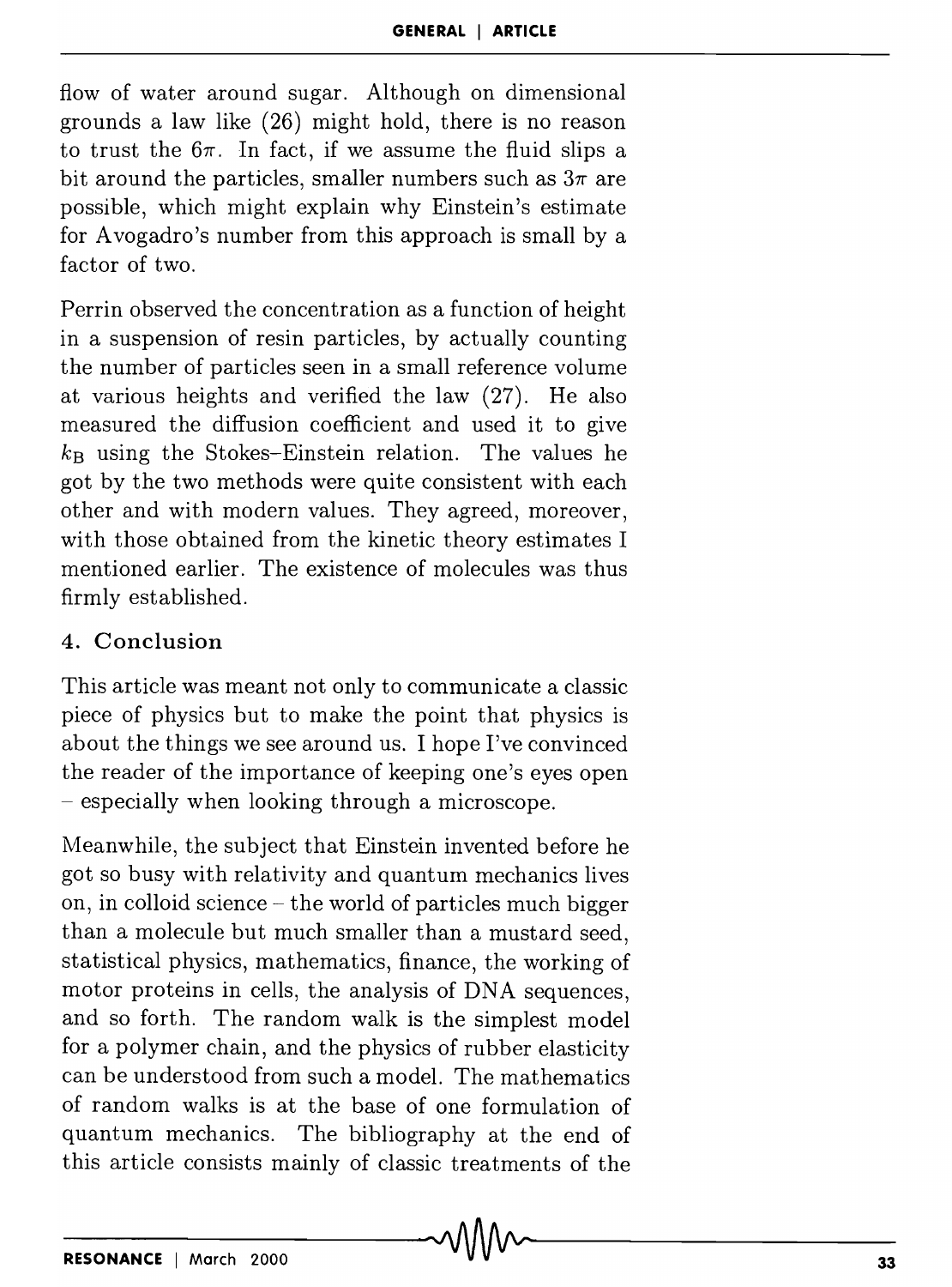flow of water around sugar. Although on dimensional grounds a law like (26) might hold, there is no reason to trust the $6\pi$. In fact, if we assume the fluid slips a bit around the particles, smaller numbers such as $3\pi$ are possible, which might explain why Einstein's estimate for Avogadro's number from this approach is small by a factor of two.

Perrin observed the concentration as a function of height in a suspension of resin particles, by actually counting the number of particles seen in a small reference volume at various heights and verified the law (27). He also measured the diffusion coefficient and used it to give $k_B$ using the Stokes–Einstein relation. The values he got by the two methods were quite consistent with each other and with modern values. They agreed, moreover, with those obtained from the kinetic theory estimates I mentioned earlier. The existence of molecules was thus firmly established.

## 4. Conclusion

This article was meant not only to communicate a classic piece of physics but to make the point that physics is about the things we see around us. I hope I've convinced the reader of the importance of keeping one's eyes open – especially when looking through a microscope.

Meanwhile, the subject that Einstein invented before he got so busy with relativity and quantum mechanics lives on, in colloid science – the world of particles much bigger than a molecule but much smaller than a mustard seed, statistical physics, mathematics, finance, the working of motor proteins in cells, the analysis of DNA sequences, and so forth. The random walk is the simplest model for a polymer chain, and the physics of rubber elasticity can be understood from such a model. The mathematics of random walks is at the base of one formulation of quantum mechanics. The bibliography at the end of this article consists mainly of classic treatments of the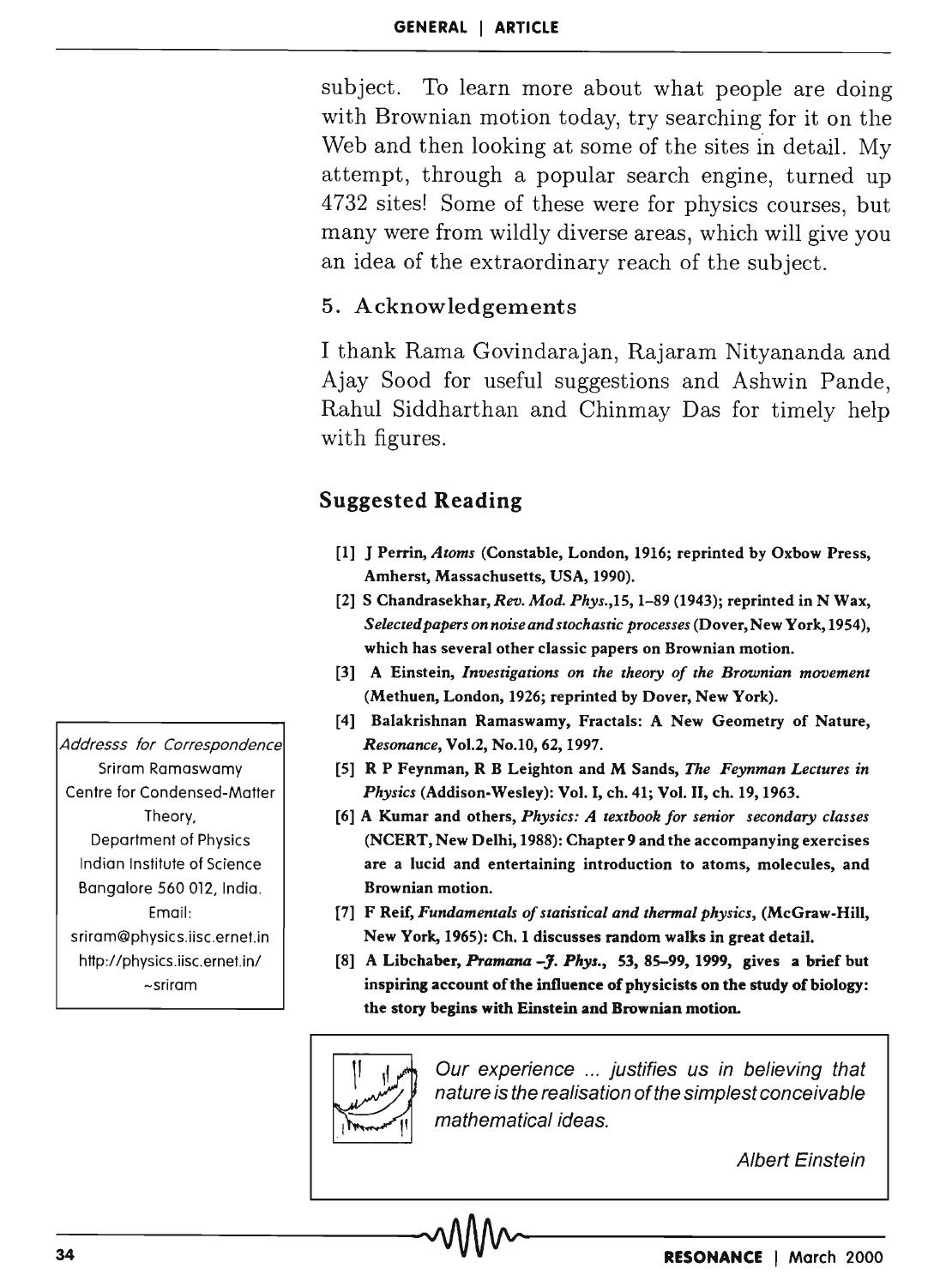subject. To learn more about what people are doing with Brownian motion today, try searching for it on the Web and then looking at some of the sites in detail. My attempt, through a popular search engine, turned up 4732 sites! Some of these were for physics courses, but many were from wildly diverse areas, which will give you an idea of the extraordinary reach of the subject.

## 5. Acknowledgements

I thank Rama Govindarajan, Rajaram Nityananda and Ajay Sood for useful suggestions and Ashwin Pande, Rahul Siddharthan and Chinmay Das for timely help with figures.

## Suggested Reading

[1] J Perrin, *Atoms* (Constable, London, 1916; reprinted by Oxbow Press, Amherst, Massachusetts, USA, 1990).

[2] S Chandrasekhar, *Rev. Mod. Phys.*,15, 1–89 (1943); reprinted in N Wax, *Selected papers on noise and stochastic processes* (Dover, New York, 1954), which has several other classic papers on Brownian motion.

[3] A Einstein, *Investigations on the theory of the Brownian movement* (Methuen, London, 1926; reprinted by Dover, New York).

[4] Balakrishnan Ramaswamy, Fractals: A New Geometry of Nature, *Resonance*, Vol.2, No.10, 62, 1997.

[5] R P Feynman, R B Leighton and M Sands, *The Feynman Lectures in Physics* (Addison-Wesley): Vol. I, ch. 41; Vol. II, ch. 19, 1963.

[6] A Kumar and others, *Physics: A textbook for senior secondary classes* (NCERT, New Delhi, 1988): Chapter 9 and the accompanying exercises are a lucid and entertaining introduction to atoms, molecules, and Brownian motion.

[7] F Reif, *Fundamentals of statistical and thermal physics*, (McGraw-Hill, New York, 1965): Ch. 1 discusses random walks in great detail.

[8] A Libchaber, *Pramana -J. Phys.*, 53, 85–99, 1999, gives a brief but inspiring account of the influence of physicists on the study of biology: the story begins with Einstein and Brownian motion.

*Addresss for Correspondence*
Sriram Ramaswamy
Centre for Condensed-Matter Theory,
Department of Physics
Indian Institute of Science
Bangalore 560 012, India.
Email:
sriram@physics.iisc.ernet.in
http://physics.iisc.ernet.in/~sriram

*Our experience ... justifies us in believing that nature is the realisation of the simplest conceivable mathematical ideas.*

*Albert Einstein*